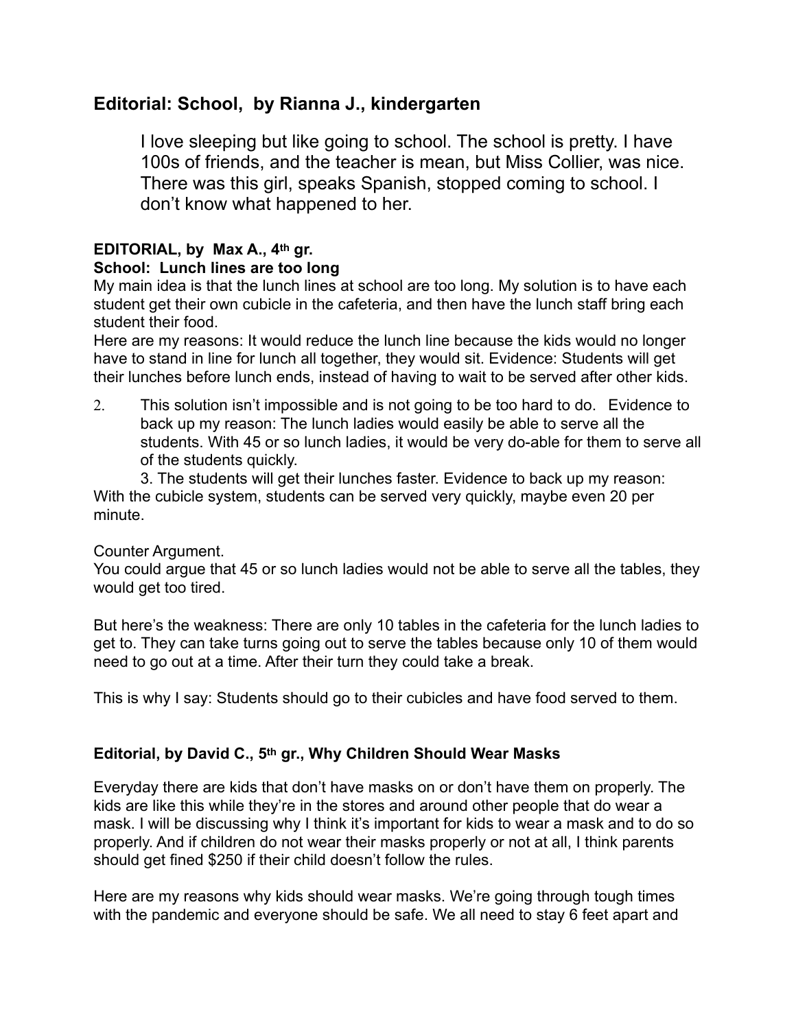## Editorial: School, by Rianna J., kindergarten

> I love sleeping but like going to school. The school is pretty. I have 100s of friends, and the teacher is mean, but Miss Collier, was nice. There was this girl, speaks Spanish, stopped coming to school. I don't know what happened to her.

**EDITORIAL, by Max A., 4th gr.**
**School: Lunch lines are too long**

My main idea is that the lunch lines at school are too long. My solution is to have each student get their own cubicle in the cafeteria, and then have the lunch staff bring each student their food.

Here are my reasons: It would reduce the lunch line because the kids would no longer have to stand in line for lunch all together, they would sit. Evidence: Students will get their lunches before lunch ends, instead of having to wait to be served after other kids.

2. This solution isn't impossible and is not going to be too hard to do. Evidence to back up my reason: The lunch ladies would easily be able to serve all the students. With 45 or so lunch ladies, it would be very do-able for them to serve all of the students quickly.

3. The students will get their lunches faster. Evidence to back up my reason: With the cubicle system, students can be served very quickly, maybe even 20 per minute.

Counter Argument.
You could argue that 45 or so lunch ladies would not be able to serve all the tables, they would get too tired.

But here's the weakness: There are only 10 tables in the cafeteria for the lunch ladies to get to. They can take turns going out to serve the tables because only 10 of them would need to go out at a time. After their turn they could take a break.

This is why I say: Students should go to their cubicles and have food served to them.

**Editorial, by David C., 5th gr., Why Children Should Wear Masks**

Everyday there are kids that don't have masks on or don't have them on properly. The kids are like this while they're in the stores and around other people that do wear a mask. I will be discussing why I think it's important for kids to wear a mask and to do so properly. And if children do not wear their masks properly or not at all, I think parents should get fined $250 if their child doesn't follow the rules.

Here are my reasons why kids should wear masks. We're going through tough times with the pandemic and everyone should be safe. We all need to stay 6 feet apart and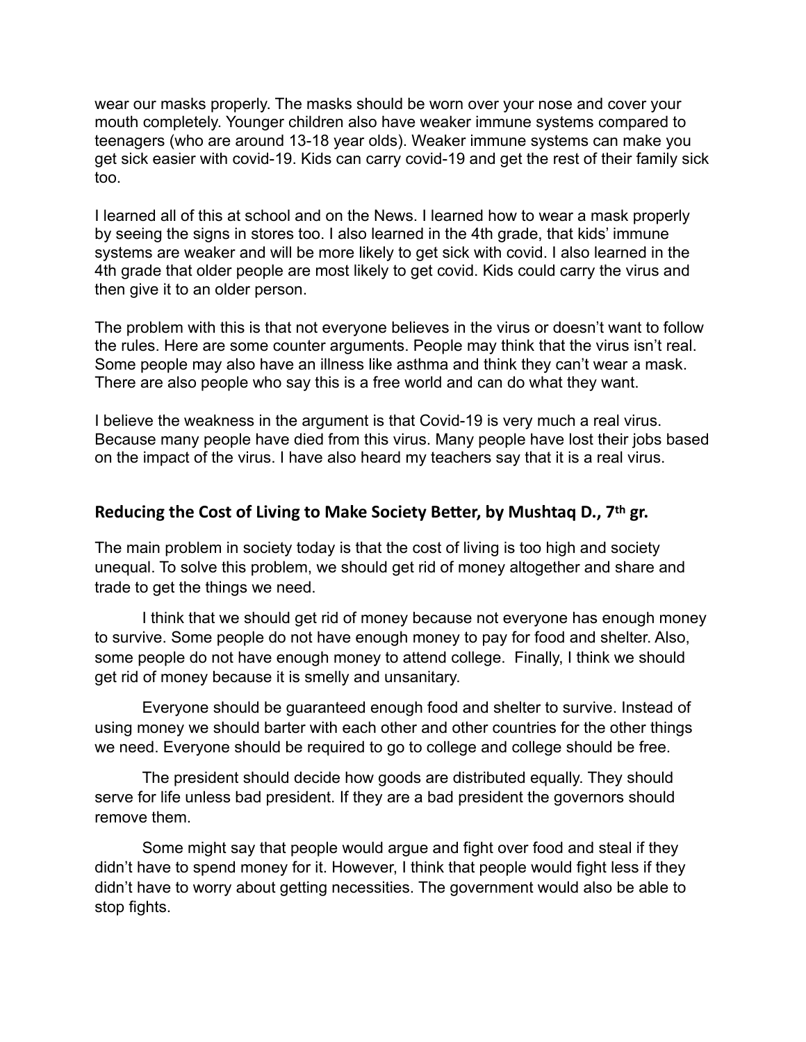wear our masks properly. The masks should be worn over your nose and cover your mouth completely. Younger children also have weaker immune systems compared to teenagers (who are around 13-18 year olds). Weaker immune systems can make you get sick easier with covid-19. Kids can carry covid-19 and get the rest of their family sick too.

I learned all of this at school and on the News. I learned how to wear a mask properly by seeing the signs in stores too. I also learned in the 4th grade, that kids' immune systems are weaker and will be more likely to get sick with covid. I also learned in the 4th grade that older people are most likely to get covid. Kids could carry the virus and then give it to an older person.

The problem with this is that not everyone believes in the virus or doesn't want to follow the rules. Here are some counter arguments. People may think that the virus isn't real. Some people may also have an illness like asthma and think they can't wear a mask. There are also people who say this is a free world and can do what they want.

I believe the weakness in the argument is that Covid-19 is very much a real virus. Because many people have died from this virus. Many people have lost their jobs based on the impact of the virus. I have also heard my teachers say that it is a real virus.

### Reducing the Cost of Living to Make Society Better, by Mushtaq D., 7th gr.

The main problem in society today is that the cost of living is too high and society unequal. To solve this problem, we should get rid of money altogether and share and trade to get the things we need.

I think that we should get rid of money because not everyone has enough money to survive. Some people do not have enough money to pay for food and shelter. Also, some people do not have enough money to attend college. Finally, I think we should get rid of money because it is smelly and unsanitary.

Everyone should be guaranteed enough food and shelter to survive. Instead of using money we should barter with each other and other countries for the other things we need. Everyone should be required to go to college and college should be free.

The president should decide how goods are distributed equally. They should serve for life unless bad president. If they are a bad president the governors should remove them.

Some might say that people would argue and fight over food and steal if they didn't have to spend money for it. However, I think that people would fight less if they didn't have to worry about getting necessities. The government would also be able to stop fights.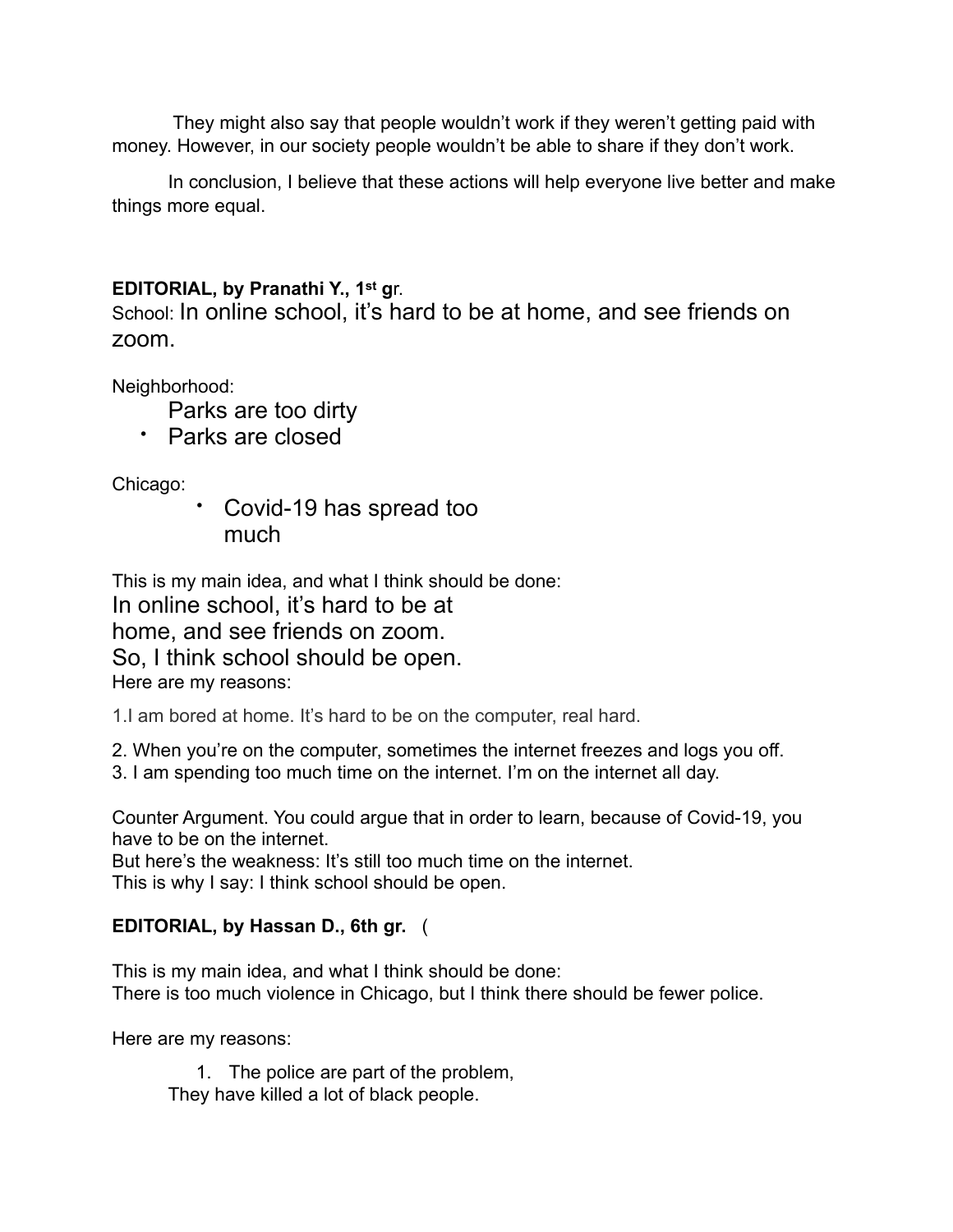They might also say that people wouldn't work if they weren't getting paid with money. However, in our society people wouldn't be able to share if they don't work.

In conclusion, I believe that these actions will help everyone live better and make things more equal.

**EDITORIAL, by Pranathi Y., 1st gr.**

School: In online school, it's hard to be at home, and see friends on zoom.

Neighborhood:

Parks are too dirty

- Parks are closed

Chicago:

- Covid-19 has spread too much

This is my main idea, and what I think should be done:

In online school, it's hard to be at home, and see friends on zoom.
So, I think school should be open.

Here are my reasons:

1.I am bored at home. It's hard to be on the computer, real hard.

2. When you're on the computer, sometimes the internet freezes and logs you off.
3. I am spending too much time on the internet. I'm on the internet all day.

Counter Argument. You could argue that in order to learn, because of Covid-19, you have to be on the internet.
But here's the weakness: It's still too much time on the internet.
This is why I say: I think school should be open.

**EDITORIAL, by Hassan D., 6th gr.** (

This is my main idea, and what I think should be done:
There is too much violence in Chicago, but I think there should be fewer police.

Here are my reasons:

1. The police are part of the problem,
   They have killed a lot of black people.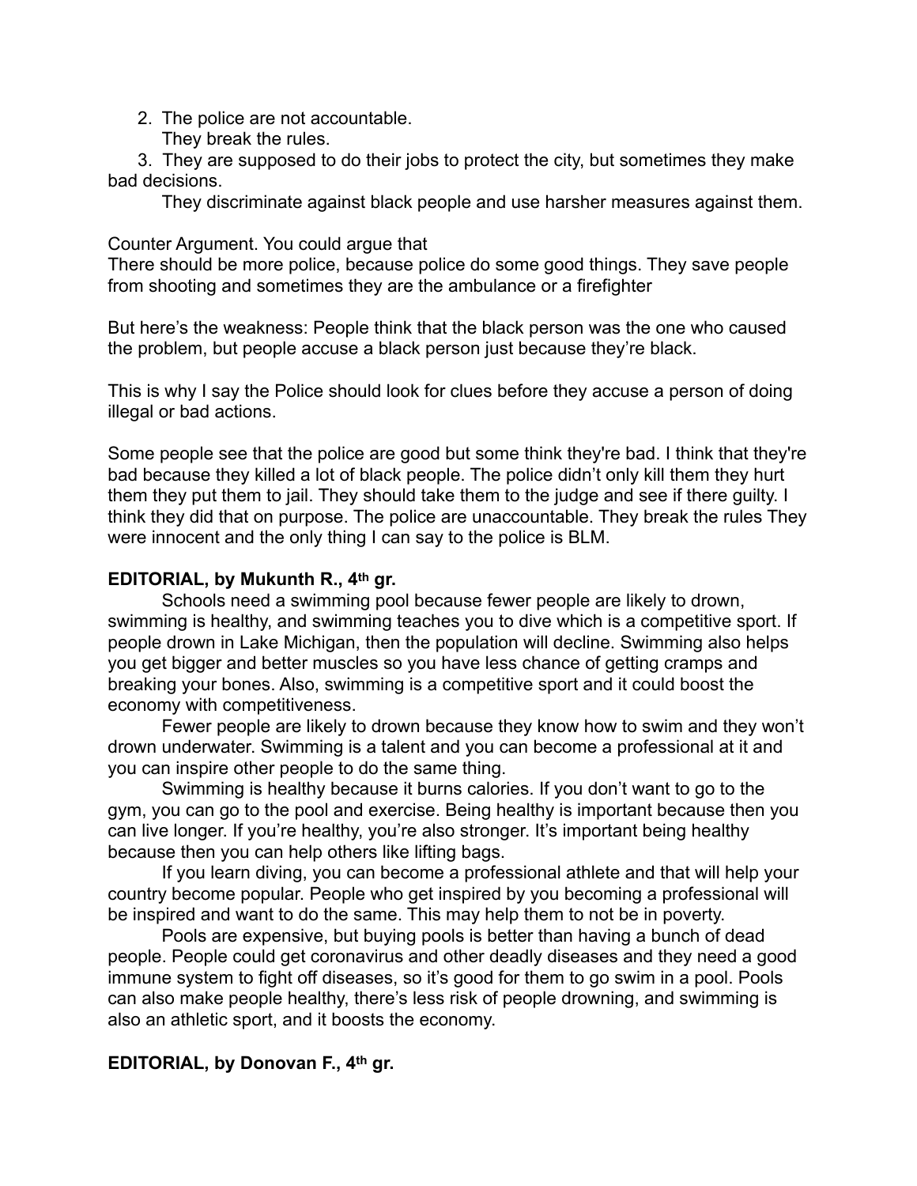2. The police are not accountable.
   They break the rules.
3. They are supposed to do their jobs to protect the city, but sometimes they make bad decisions.
   They discriminate against black people and use harsher measures against them.

Counter Argument. You could argue that
There should be more police, because police do some good things. They save people from shooting and sometimes they are the ambulance or a firefighter

But here's the weakness: People think that the black person was the one who caused the problem, but people accuse a black person just because they're black.

This is why I say the Police should look for clues before they accuse a person of doing illegal or bad actions.

Some people see that the police are good but some think they're bad. I think that they're bad because they killed a lot of black people. The police didn't only kill them they hurt them they put them to jail. They should take them to the judge and see if there guilty. I think they did that on purpose. The police are unaccountable. They break the rules They were innocent and the only thing I can say to the police is BLM.

**EDITORIAL, by Mukunth R., 4th gr.**

Schools need a swimming pool because fewer people are likely to drown, swimming is healthy, and swimming teaches you to dive which is a competitive sport. If people drown in Lake Michigan, then the population will decline. Swimming also helps you get bigger and better muscles so you have less chance of getting cramps and breaking your bones. Also, swimming is a competitive sport and it could boost the economy with competitiveness.

Fewer people are likely to drown because they know how to swim and they won't drown underwater. Swimming is a talent and you can become a professional at it and you can inspire other people to do the same thing.

Swimming is healthy because it burns calories. If you don't want to go to the gym, you can go to the pool and exercise. Being healthy is important because then you can live longer. If you're healthy, you're also stronger. It's important being healthy because then you can help others like lifting bags.

If you learn diving, you can become a professional athlete and that will help your country become popular. People who get inspired by you becoming a professional will be inspired and want to do the same. This may help them to not be in poverty.

Pools are expensive, but buying pools is better than having a bunch of dead people. People could get coronavirus and other deadly diseases and they need a good immune system to fight off diseases, so it's good for them to go swim in a pool. Pools can also make people healthy, there's less risk of people drowning, and swimming is also an athletic sport, and it boosts the economy.

**EDITORIAL, by Donovan F., 4th gr.**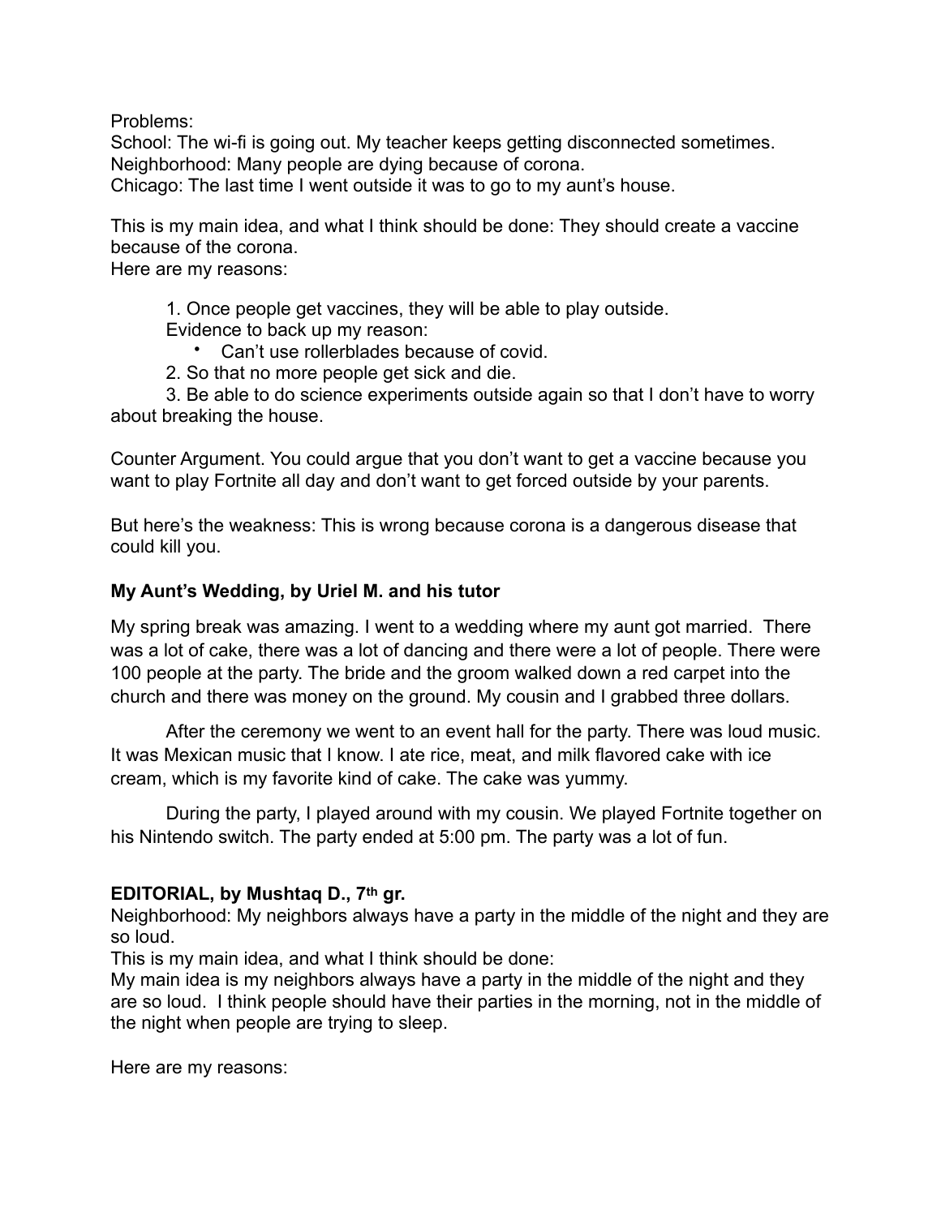Problems:
School: The wi-fi is going out. My teacher keeps getting disconnected sometimes.
Neighborhood: Many people are dying because of corona.
Chicago: The last time I went outside it was to go to my aunt's house.

This is my main idea, and what I think should be done: They should create a vaccine because of the corona.
Here are my reasons:

1. Once people get vaccines, they will be able to play outside.
   Evidence to back up my reason:
   - Can't use rollerblades because of covid.
2. So that no more people get sick and die.
3. Be able to do science experiments outside again so that I don't have to worry about breaking the house.

Counter Argument. You could argue that you don't want to get a vaccine because you want to play Fortnite all day and don't want to get forced outside by your parents.

But here's the weakness: This is wrong because corona is a dangerous disease that could kill you.

**My Aunt's Wedding, by Uriel M. and his tutor**

My spring break was amazing. I went to a wedding where my aunt got married. There was a lot of cake, there was a lot of dancing and there were a lot of people. There were 100 people at the party. The bride and the groom walked down a red carpet into the church and there was money on the ground. My cousin and I grabbed three dollars.

After the ceremony we went to an event hall for the party. There was loud music. It was Mexican music that I know. I ate rice, meat, and milk flavored cake with ice cream, which is my favorite kind of cake. The cake was yummy.

During the party, I played around with my cousin. We played Fortnite together on his Nintendo switch. The party ended at 5:00 pm. The party was a lot of fun.

**EDITORIAL, by Mushtaq D., 7th gr.**
Neighborhood: My neighbors always have a party in the middle of the night and they are so loud.
This is my main idea, and what I think should be done:
My main idea is my neighbors always have a party in the middle of the night and they are so loud. I think people should have their parties in the morning, not in the middle of the night when people are trying to sleep.

Here are my reasons: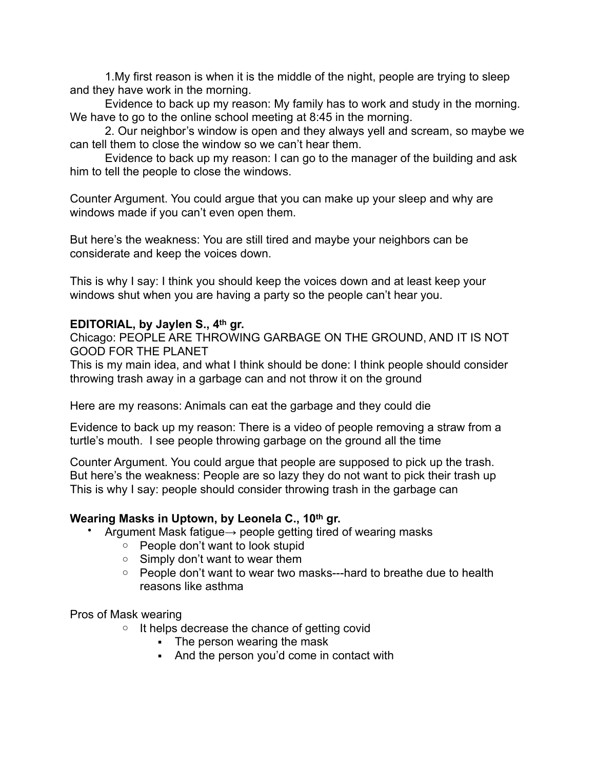1.My first reason is when it is the middle of the night, people are trying to sleep and they have work in the morning.

Evidence to back up my reason: My family has to work and study in the morning. We have to go to the online school meeting at 8:45 in the morning.

2. Our neighbor's window is open and they always yell and scream, so maybe we can tell them to close the window so we can't hear them.

Evidence to back up my reason: I can go to the manager of the building and ask him to tell the people to close the windows.

Counter Argument. You could argue that you can make up your sleep and why are windows made if you can't even open them.

But here's the weakness: You are still tired and maybe your neighbors can be considerate and keep the voices down.

This is why I say: I think you should keep the voices down and at least keep your windows shut when you are having a party so the people can't hear you.

**EDITORIAL, by Jaylen S., 4th gr.**

Chicago: PEOPLE ARE THROWING GARBAGE ON THE GROUND, AND IT IS NOT GOOD FOR THE PLANET

This is my main idea, and what I think should be done: I think people should consider throwing trash away in a garbage can and not throw it on the ground

Here are my reasons: Animals can eat the garbage and they could die

Evidence to back up my reason: There is a video of people removing a straw from a turtle's mouth. I see people throwing garbage on the ground all the time

Counter Argument. You could argue that people are supposed to pick up the trash.
But here's the weakness: People are so lazy they do not want to pick their trash up
This is why I say: people should consider throwing trash in the garbage can

**Wearing Masks in Uptown, by Leonela C., 10th gr.**

- Argument Mask fatigue→ people getting tired of wearing masks
    - People don't want to look stupid
    - Simply don't want to wear them
    - People don't want to wear two masks---hard to breathe due to health reasons like asthma

Pros of Mask wearing

- It helps decrease the chance of getting covid
    - The person wearing the mask
    - And the person you'd come in contact with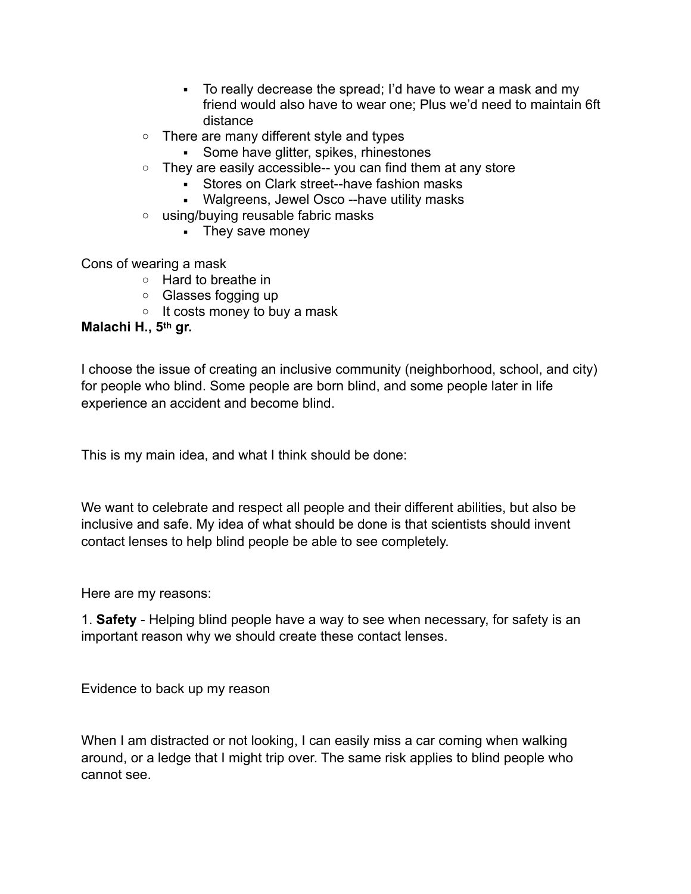- To really decrease the spread; I'd have to wear a mask and my friend would also have to wear one; Plus we'd need to maintain 6ft distance
  - There are many different style and types
    - Some have glitter, spikes, rhinestones
  - They are easily accessible-- you can find them at any store
    - Stores on Clark street--have fashion masks
    - Walgreens, Jewel Osco --have utility masks
  - using/buying reusable fabric masks
    - They save money

Cons of wearing a mask

  - Hard to breathe in
  - Glasses fogging up
  - It costs money to buy a mask

**Malachi H., 5th gr.**

I choose the issue of creating an inclusive community (neighborhood, school, and city) for people who blind. Some people are born blind, and some people later in life experience an accident and become blind.

This is my main idea, and what I think should be done:

We want to celebrate and respect all people and their different abilities, but also be inclusive and safe. My idea of what should be done is that scientists should invent contact lenses to help blind people be able to see completely.

Here are my reasons:

1. **Safety** - Helping blind people have a way to see when necessary, for safety is an important reason why we should create these contact lenses.

Evidence to back up my reason

When I am distracted or not looking, I can easily miss a car coming when walking around, or a ledge that I might trip over. The same risk applies to blind people who cannot see.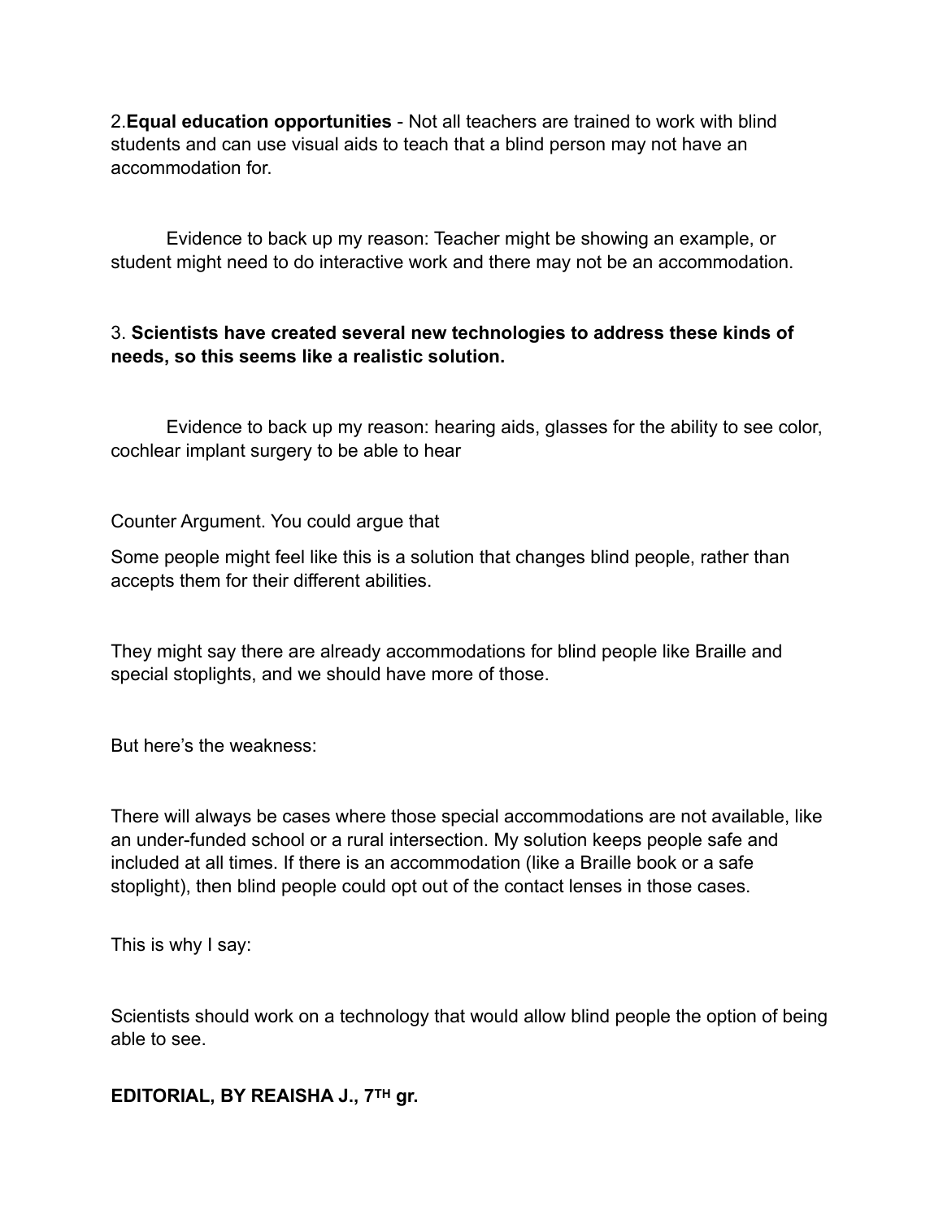2.**Equal education opportunities** - Not all teachers are trained to work with blind students and can use visual aids to teach that a blind person may not have an accommodation for.

Evidence to back up my reason: Teacher might be showing an example, or student might need to do interactive work and there may not be an accommodation.

3. **Scientists have created several new technologies to address these kinds of needs, so this seems like a realistic solution.**

Evidence to back up my reason: hearing aids, glasses for the ability to see color, cochlear implant surgery to be able to hear

Counter Argument. You could argue that

Some people might feel like this is a solution that changes blind people, rather than accepts them for their different abilities.

They might say there are already accommodations for blind people like Braille and special stoplights, and we should have more of those.

But here's the weakness:

There will always be cases where those special accommodations are not available, like an under-funded school or a rural intersection. My solution keeps people safe and included at all times. If there is an accommodation (like a Braille book or a safe stoplight), then blind people could opt out of the contact lenses in those cases.

This is why I say:

Scientists should work on a technology that would allow blind people the option of being able to see.

**EDITORIAL, BY REAISHA J., 7TH gr.**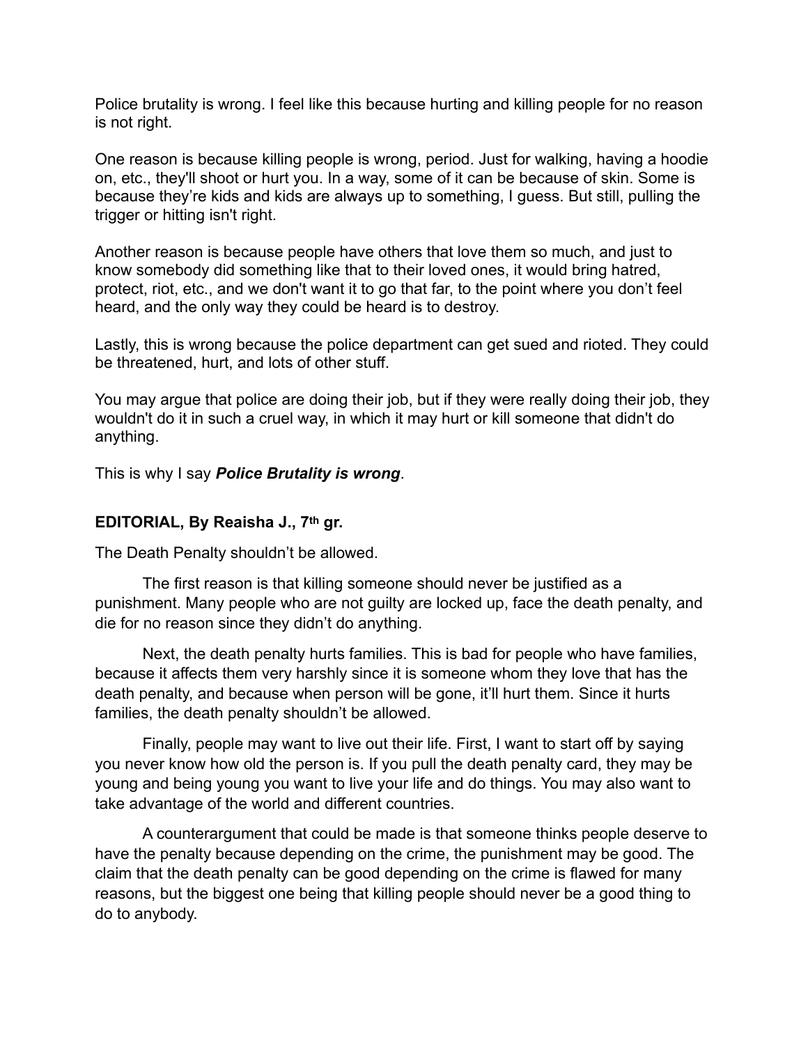Police brutality is wrong. I feel like this because hurting and killing people for no reason is not right.

One reason is because killing people is wrong, period. Just for walking, having a hoodie on, etc., they'll shoot or hurt you. In a way, some of it can be because of skin. Some is because they're kids and kids are always up to something, I guess. But still, pulling the trigger or hitting isn't right.

Another reason is because people have others that love them so much, and just to know somebody did something like that to their loved ones, it would bring hatred, protect, riot, etc., and we don't want it to go that far, to the point where you don't feel heard, and the only way they could be heard is to destroy.

Lastly, this is wrong because the police department can get sued and rioted. They could be threatened, hurt, and lots of other stuff.

You may argue that police are doing their job, but if they were really doing their job, they wouldn't do it in such a cruel way, in which it may hurt or kill someone that didn't do anything.

This is why I say ***Police Brutality is wrong***.

**EDITORIAL, By Reaisha J., 7th gr.**

The Death Penalty shouldn't be allowed.

The first reason is that killing someone should never be justified as a punishment. Many people who are not guilty are locked up, face the death penalty, and die for no reason since they didn't do anything.

Next, the death penalty hurts families. This is bad for people who have families, because it affects them very harshly since it is someone whom they love that has the death penalty, and because when person will be gone, it'll hurt them. Since it hurts families, the death penalty shouldn't be allowed.

Finally, people may want to live out their life. First, I want to start off by saying you never know how old the person is. If you pull the death penalty card, they may be young and being young you want to live your life and do things. You may also want to take advantage of the world and different countries.

A counterargument that could be made is that someone thinks people deserve to have the penalty because depending on the crime, the punishment may be good. The claim that the death penalty can be good depending on the crime is flawed for many reasons, but the biggest one being that killing people should never be a good thing to do to anybody.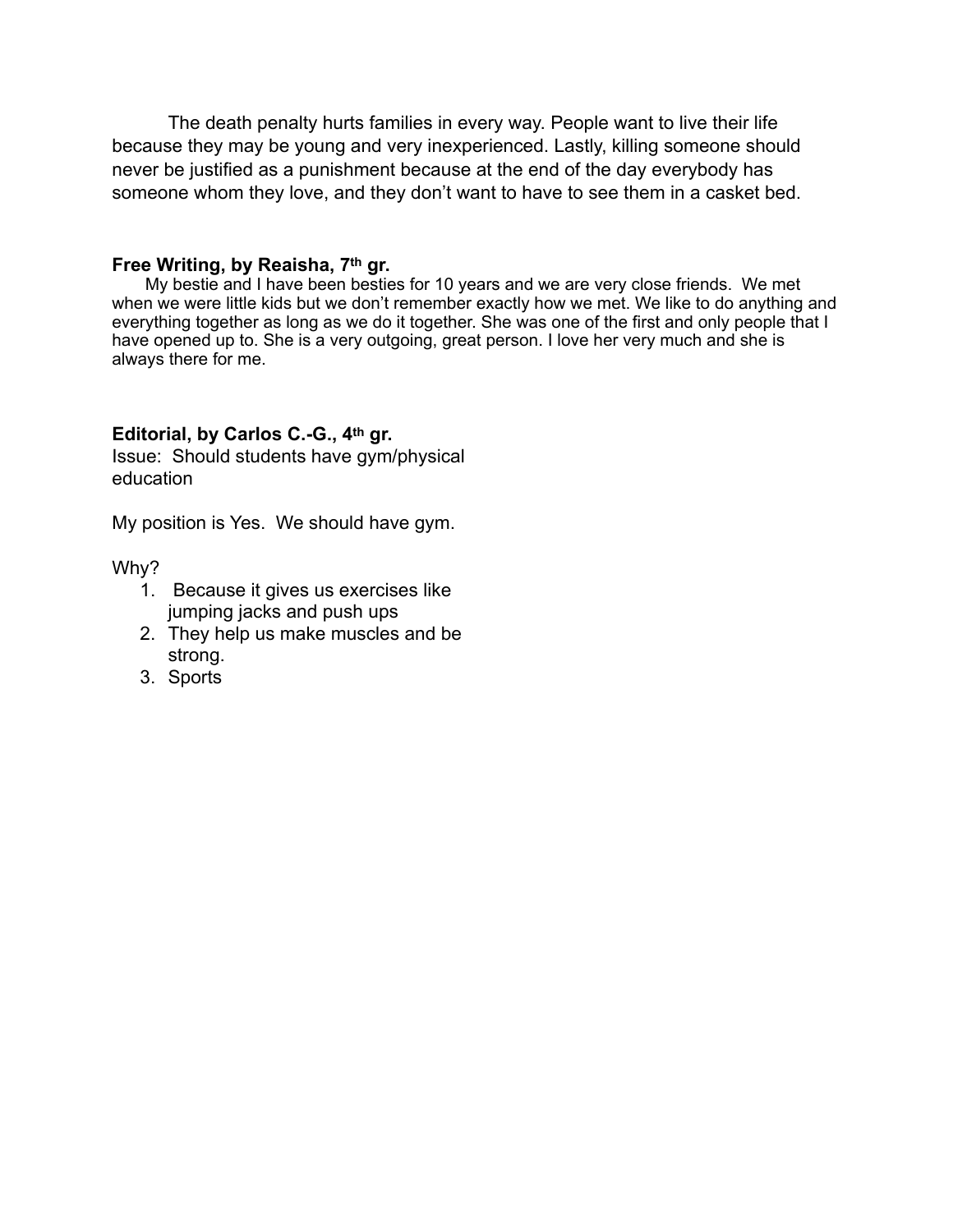The death penalty hurts families in every way. People want to live their life because they may be young and very inexperienced. Lastly, killing someone should never be justified as a punishment because at the end of the day everybody has someone whom they love, and they don't want to have to see them in a casket bed.

**Free Writing, by Reaisha, 7th gr.**

My bestie and I have been besties for 10 years and we are very close friends. We met when we were little kids but we don't remember exactly how we met. We like to do anything and everything together as long as we do it together. She was one of the first and only people that I have opened up to. She is a very outgoing, great person. I love her very much and she is always there for me.

**Editorial, by Carlos C.-G., 4th gr.**

Issue: Should students have gym/physical education

My position is Yes. We should have gym.

Why?

1. Because it gives us exercises like jumping jacks and push ups
2. They help us make muscles and be strong.
3. Sports